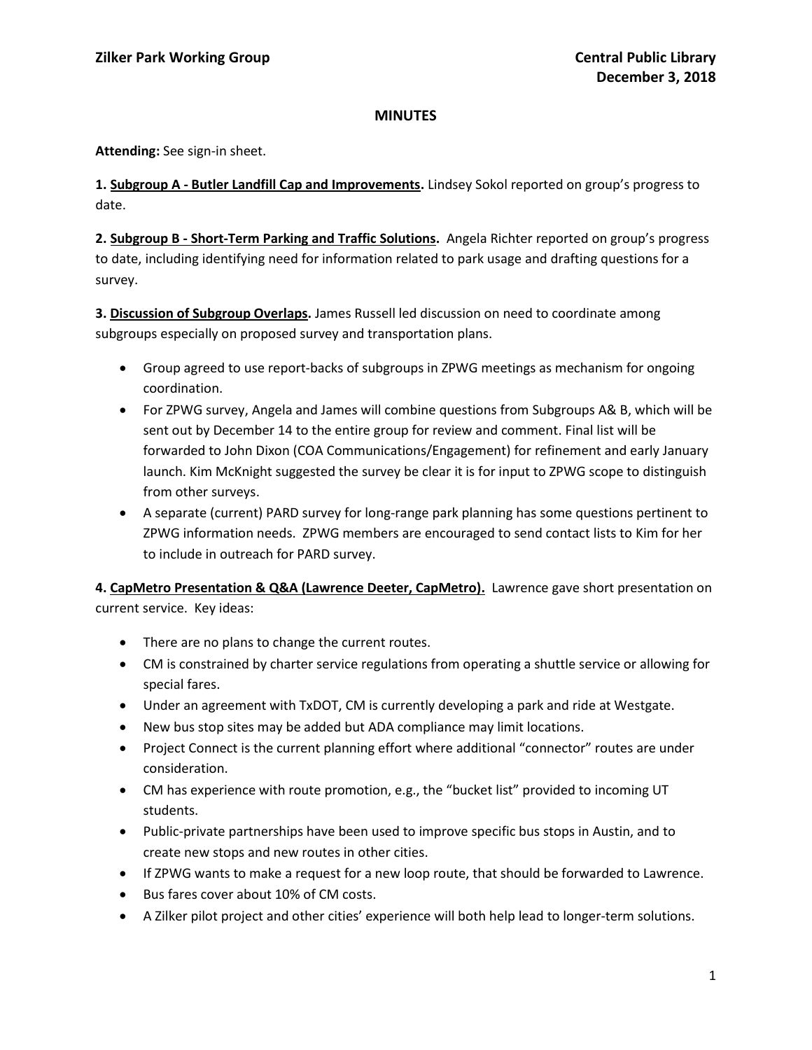**Zilker Park Working Group**

**Central Public Library**
**December 3, 2018**

# MINUTES

**Attending:** See sign-in sheet.

**1. Subgroup A - Butler Landfill Cap and Improvements.** Lindsey Sokol reported on group's progress to date.

**2. Subgroup B - Short-Term Parking and Traffic Solutions.** Angela Richter reported on group's progress to date, including identifying need for information related to park usage and drafting questions for a survey.

**3. Discussion of Subgroup Overlaps.** James Russell led discussion on need to coordinate among subgroups especially on proposed survey and transportation plans.

- Group agreed to use report-backs of subgroups in ZPWG meetings as mechanism for ongoing coordination.
- For ZPWG survey, Angela and James will combine questions from Subgroups A& B, which will be sent out by December 14 to the entire group for review and comment. Final list will be forwarded to John Dixon (COA Communications/Engagement) for refinement and early January launch. Kim McKnight suggested the survey be clear it is for input to ZPWG scope to distinguish from other surveys.
- A separate (current) PARD survey for long-range park planning has some questions pertinent to ZPWG information needs. ZPWG members are encouraged to send contact lists to Kim for her to include in outreach for PARD survey.

**4. CapMetro Presentation & Q&A (Lawrence Deeter, CapMetro).** Lawrence gave short presentation on current service. Key ideas:

- There are no plans to change the current routes.
- CM is constrained by charter service regulations from operating a shuttle service or allowing for special fares.
- Under an agreement with TxDOT, CM is currently developing a park and ride at Westgate.
- New bus stop sites may be added but ADA compliance may limit locations.
- Project Connect is the current planning effort where additional "connector" routes are under consideration.
- CM has experience with route promotion, e.g., the "bucket list" provided to incoming UT students.
- Public-private partnerships have been used to improve specific bus stops in Austin, and to create new stops and new routes in other cities.
- If ZPWG wants to make a request for a new loop route, that should be forwarded to Lawrence.
- Bus fares cover about 10% of CM costs.
- A Zilker pilot project and other cities' experience will both help lead to longer-term solutions.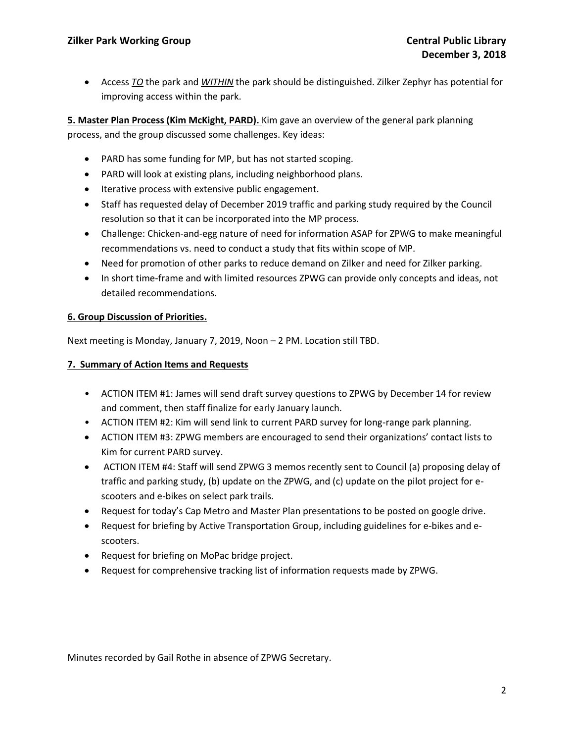- Access ***TO*** the park and ***WITHIN*** the park should be distinguished. Zilker Zephyr has potential for improving access within the park.

**5. Master Plan Process (Kim McKight, PARD).** Kim gave an overview of the general park planning process, and the group discussed some challenges. Key ideas:

- PARD has some funding for MP, but has not started scoping.
- PARD will look at existing plans, including neighborhood plans.
- Iterative process with extensive public engagement.
- Staff has requested delay of December 2019 traffic and parking study required by the Council resolution so that it can be incorporated into the MP process.
- Challenge: Chicken-and-egg nature of need for information ASAP for ZPWG to make meaningful recommendations vs. need to conduct a study that fits within scope of MP.
- Need for promotion of other parks to reduce demand on Zilker and need for Zilker parking.
- In short time-frame and with limited resources ZPWG can provide only concepts and ideas, not detailed recommendations.

**6. Group Discussion of Priorities.**

Next meeting is Monday, January 7, 2019, Noon – 2 PM. Location still TBD.

**7. Summary of Action Items and Requests**

- ACTION ITEM #1: James will send draft survey questions to ZPWG by December 14 for review and comment, then staff finalize for early January launch.
- ACTION ITEM #2: Kim will send link to current PARD survey for long-range park planning.
- ACTION ITEM #3: ZPWG members are encouraged to send their organizations' contact lists to Kim for current PARD survey.
- ACTION ITEM #4: Staff will send ZPWG 3 memos recently sent to Council (a) proposing delay of traffic and parking study, (b) update on the ZPWG, and (c) update on the pilot project for e-scooters and e-bikes on select park trails.
- Request for today's Cap Metro and Master Plan presentations to be posted on google drive.
- Request for briefing by Active Transportation Group, including guidelines for e-bikes and e-scooters.
- Request for briefing on MoPac bridge project.
- Request for comprehensive tracking list of information requests made by ZPWG.

Minutes recorded by Gail Rothe in absence of ZPWG Secretary.